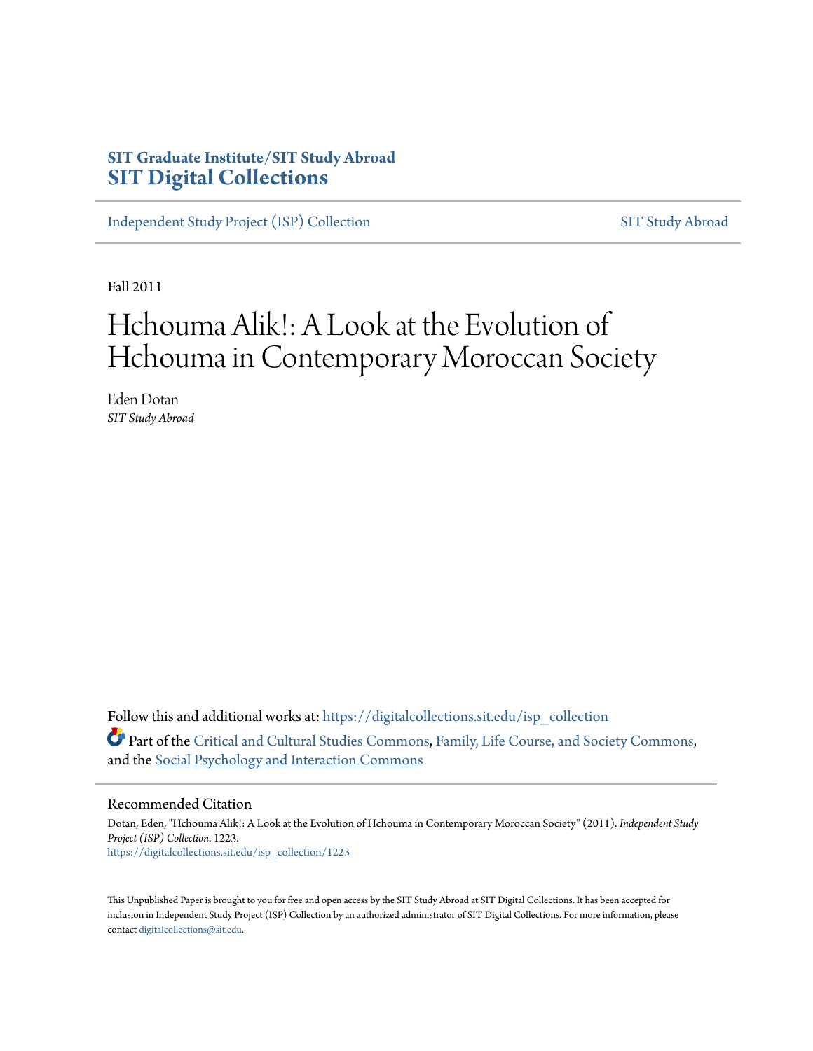**SIT Graduate Institute/SIT Study Abroad**
**SIT Digital Collections**

Independent Study Project (ISP) Collection

SIT Study Abroad

Fall 2011

# Hchouma Alik!: A Look at the Evolution of Hchouma in Contemporary Moroccan Society

Eden Dotan
*SIT Study Abroad*

Follow this and additional works at: https://digitalcollections.sit.edu/isp_collection

Part of the Critical and Cultural Studies Commons, Family, Life Course, and Society Commons, and the Social Psychology and Interaction Commons

## Recommended Citation

Dotan, Eden, "Hchouma Alik!: A Look at the Evolution of Hchouma in Contemporary Moroccan Society" (2011). *Independent Study Project (ISP) Collection*. 1223.
https://digitalcollections.sit.edu/isp_collection/1223

This Unpublished Paper is brought to you for free and open access by the SIT Study Abroad at SIT Digital Collections. It has been accepted for inclusion in Independent Study Project (ISP) Collection by an authorized administrator of SIT Digital Collections. For more information, please contact digitalcollections@sit.edu.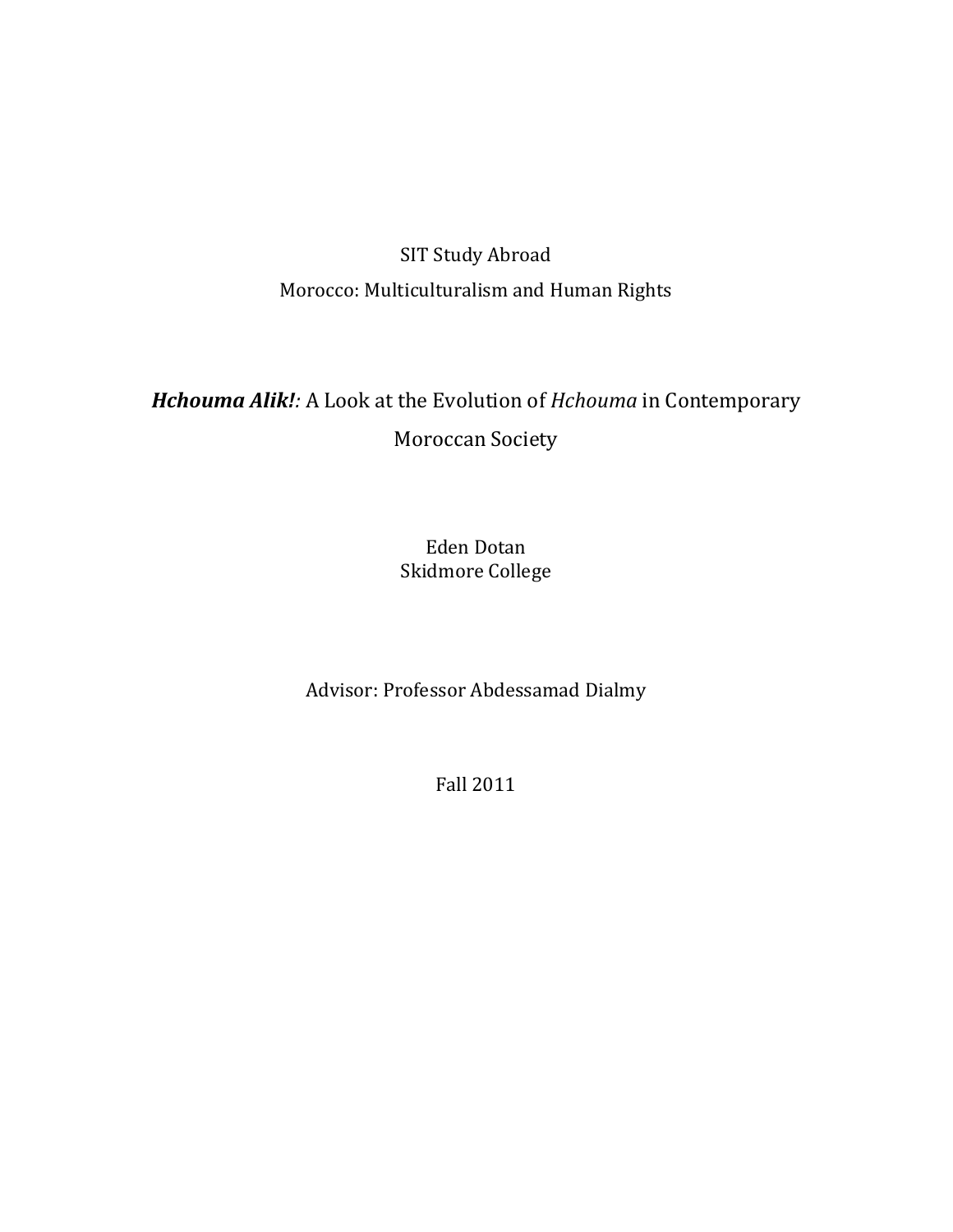SIT Study Abroad

Morocco: Multiculturalism and Human Rights

# ***Hchouma Alik!*:** A Look at the Evolution of *Hchouma* in Contemporary Moroccan Society

Eden Dotan
Skidmore College

Advisor: Professor Abdessamad Dialmy

Fall 2011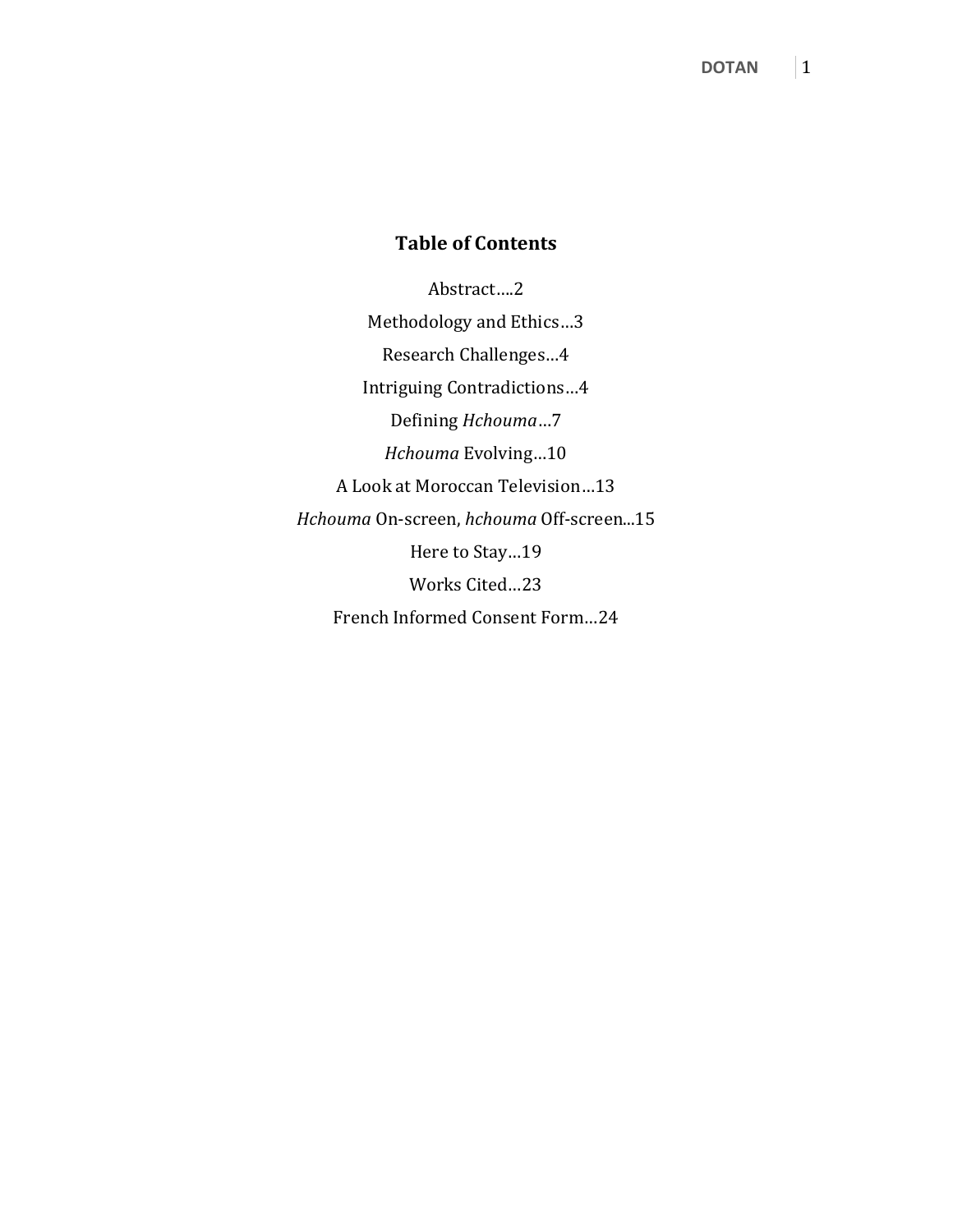## Table of Contents

Abstract….2

Methodology and Ethics…3

Research Challenges…4

Intriguing Contradictions…4

Defining *Hchouma*…7

*Hchouma* Evolving…10

A Look at Moroccan Television…13

*Hchouma* On-screen, *hchouma* Off-screen...15

Here to Stay…19

Works Cited…23

French Informed Consent Form…24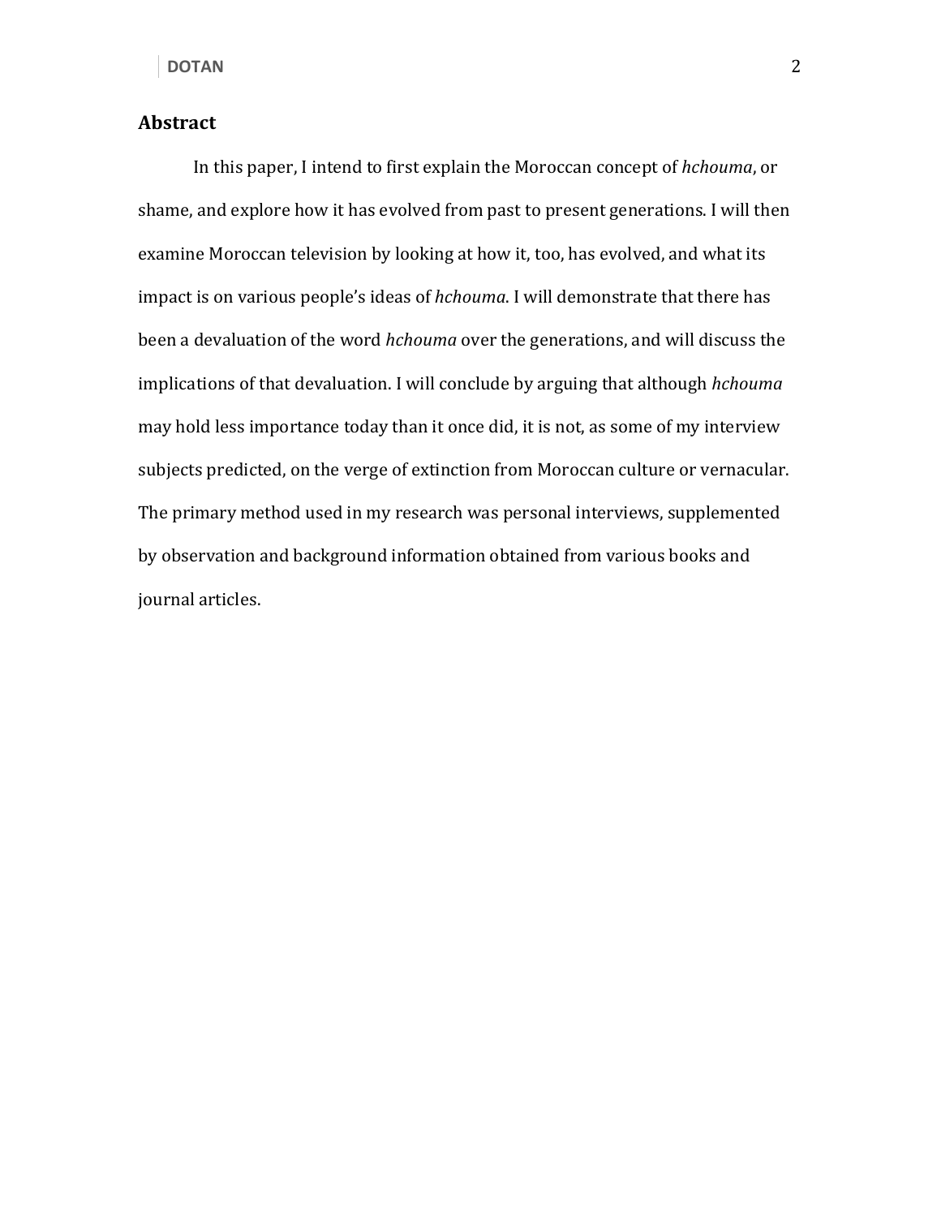## Abstract

In this paper, I intend to first explain the Moroccan concept of *hchouma*, or shame, and explore how it has evolved from past to present generations. I will then examine Moroccan television by looking at how it, too, has evolved, and what its impact is on various people's ideas of *hchouma*. I will demonstrate that there has been a devaluation of the word *hchouma* over the generations, and will discuss the implications of that devaluation. I will conclude by arguing that although *hchouma* may hold less importance today than it once did, it is not, as some of my interview subjects predicted, on the verge of extinction from Moroccan culture or vernacular. The primary method used in my research was personal interviews, supplemented by observation and background information obtained from various books and journal articles.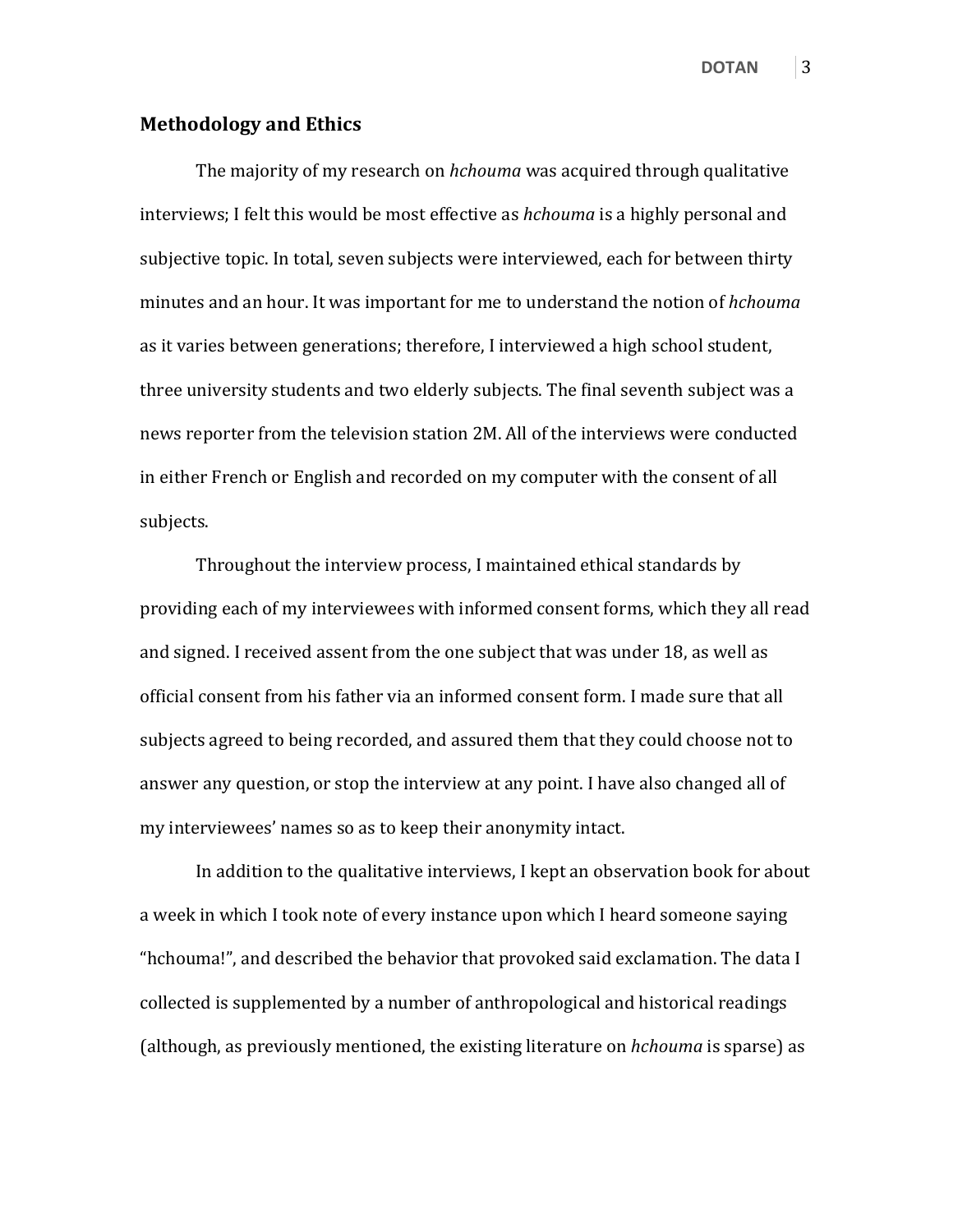## Methodology and Ethics

The majority of my research on *hchouma* was acquired through qualitative interviews; I felt this would be most effective as *hchouma* is a highly personal and subjective topic. In total, seven subjects were interviewed, each for between thirty minutes and an hour. It was important for me to understand the notion of *hchouma* as it varies between generations; therefore, I interviewed a high school student, three university students and two elderly subjects. The final seventh subject was a news reporter from the television station 2M. All of the interviews were conducted in either French or English and recorded on my computer with the consent of all subjects.

Throughout the interview process, I maintained ethical standards by providing each of my interviewees with informed consent forms, which they all read and signed. I received assent from the one subject that was under 18, as well as official consent from his father via an informed consent form. I made sure that all subjects agreed to being recorded, and assured them that they could choose not to answer any question, or stop the interview at any point. I have also changed all of my interviewees' names so as to keep their anonymity intact.

In addition to the qualitative interviews, I kept an observation book for about a week in which I took note of every instance upon which I heard someone saying "hchouma!", and described the behavior that provoked said exclamation. The data I collected is supplemented by a number of anthropological and historical readings (although, as previously mentioned, the existing literature on *hchouma* is sparse) as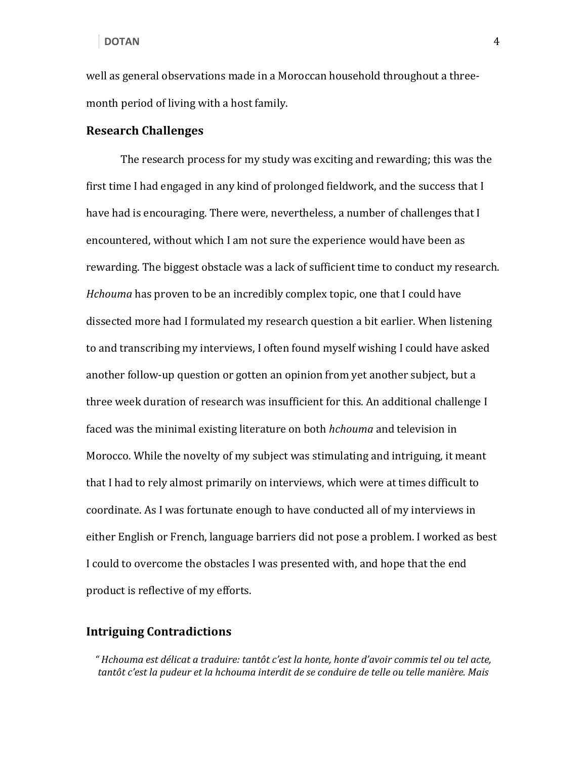well as general observations made in a Moroccan household throughout a three-month period of living with a host family.

## Research Challenges

The research process for my study was exciting and rewarding; this was the first time I had engaged in any kind of prolonged fieldwork, and the success that I have had is encouraging. There were, nevertheless, a number of challenges that I encountered, without which I am not sure the experience would have been as rewarding. The biggest obstacle was a lack of sufficient time to conduct my research. *Hchouma* has proven to be an incredibly complex topic, one that I could have dissected more had I formulated my research question a bit earlier. When listening to and transcribing my interviews, I often found myself wishing I could have asked another follow-up question or gotten an opinion from yet another subject, but a three week duration of research was insufficient for this. An additional challenge I faced was the minimal existing literature on both *hchouma* and television in Morocco. While the novelty of my subject was stimulating and intriguing, it meant that I had to rely almost primarily on interviews, which were at times difficult to coordinate. As I was fortunate enough to have conducted all of my interviews in either English or French, language barriers did not pose a problem. I worked as best I could to overcome the obstacles I was presented with, and hope that the end product is reflective of my efforts.

## Intriguing Contradictions

*" Hchouma est délicat a traduire: tantôt c'est la honte, honte d'avoir commis tel ou tel acte, tantôt c'est la pudeur et la hchouma interdit de se conduire de telle ou telle manière. Mais*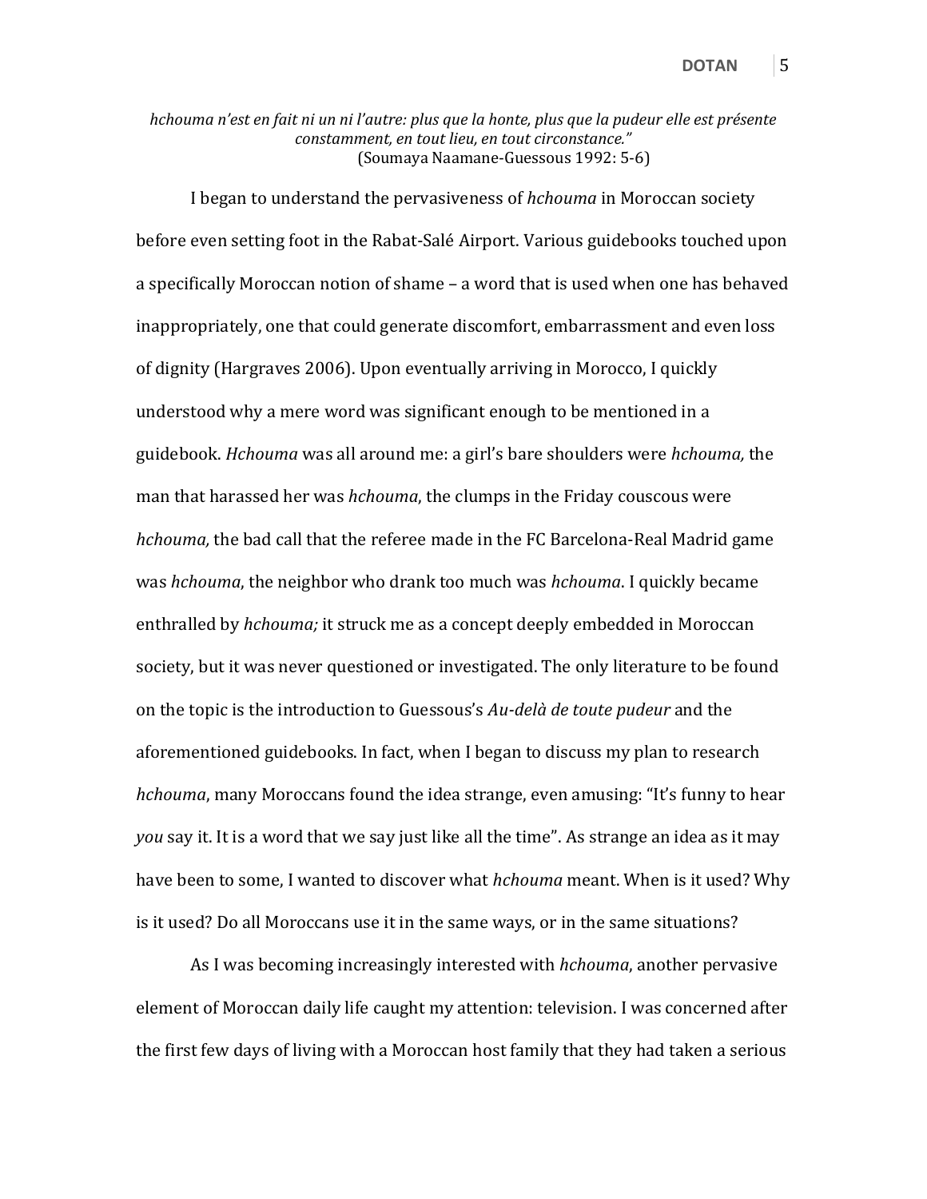*hchouma n'est en fait ni un ni l'autre: plus que la honte, plus que la pudeur elle est présente constamment, en tout lieu, en tout circonstance."*
(Soumaya Naamane-Guessous 1992: 5-6)

I began to understand the pervasiveness of *hchouma* in Moroccan society before even setting foot in the Rabat-Salé Airport. Various guidebooks touched upon a specifically Moroccan notion of shame – a word that is used when one has behaved inappropriately, one that could generate discomfort, embarrassment and even loss of dignity (Hargraves 2006). Upon eventually arriving in Morocco, I quickly understood why a mere word was significant enough to be mentioned in a guidebook. *Hchouma* was all around me: a girl's bare shoulders were *hchouma,* the man that harassed her was *hchouma*, the clumps in the Friday couscous were *hchouma,* the bad call that the referee made in the FC Barcelona-Real Madrid game was *hchouma*, the neighbor who drank too much was *hchouma*. I quickly became enthralled by *hchouma;* it struck me as a concept deeply embedded in Moroccan society, but it was never questioned or investigated. The only literature to be found on the topic is the introduction to Guessous's *Au-delà de toute pudeur* and the aforementioned guidebooks. In fact, when I began to discuss my plan to research *hchouma*, many Moroccans found the idea strange, even amusing: "It's funny to hear *you* say it. It is a word that we say just like all the time". As strange an idea as it may have been to some, I wanted to discover what *hchouma* meant. When is it used? Why is it used? Do all Moroccans use it in the same ways, or in the same situations?

As I was becoming increasingly interested with *hchouma*, another pervasive element of Moroccan daily life caught my attention: television. I was concerned after the first few days of living with a Moroccan host family that they had taken a serious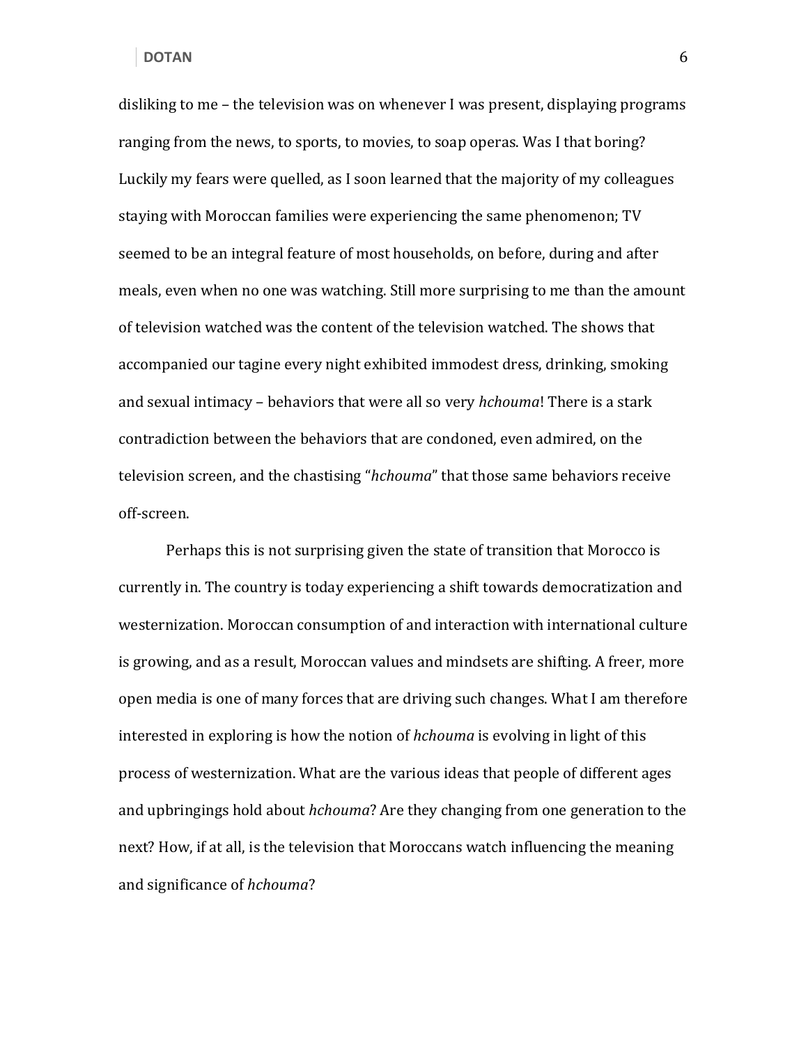disliking to me – the television was on whenever I was present, displaying programs ranging from the news, to sports, to movies, to soap operas. Was I that boring? Luckily my fears were quelled, as I soon learned that the majority of my colleagues staying with Moroccan families were experiencing the same phenomenon; TV seemed to be an integral feature of most households, on before, during and after meals, even when no one was watching. Still more surprising to me than the amount of television watched was the content of the television watched. The shows that accompanied our tagine every night exhibited immodest dress, drinking, smoking and sexual intimacy – behaviors that were all so very *hchouma*! There is a stark contradiction between the behaviors that are condoned, even admired, on the television screen, and the chastising "*hchouma*" that those same behaviors receive off-screen.

Perhaps this is not surprising given the state of transition that Morocco is currently in. The country is today experiencing a shift towards democratization and westernization. Moroccan consumption of and interaction with international culture is growing, and as a result, Moroccan values and mindsets are shifting. A freer, more open media is one of many forces that are driving such changes. What I am therefore interested in exploring is how the notion of *hchouma* is evolving in light of this process of westernization. What are the various ideas that people of different ages and upbringings hold about *hchouma*? Are they changing from one generation to the next? How, if at all, is the television that Moroccans watch influencing the meaning and significance of *hchouma*?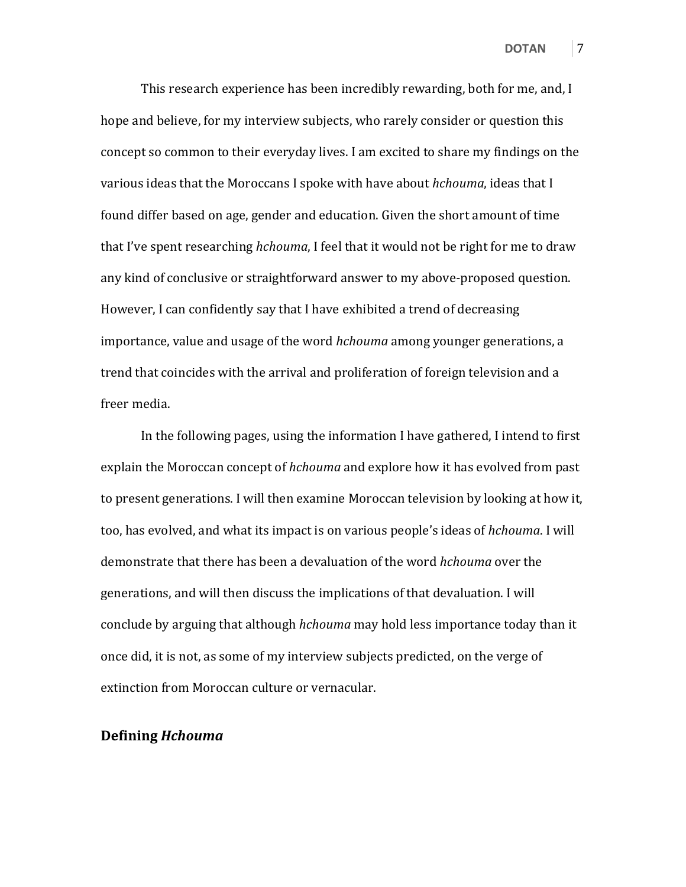This research experience has been incredibly rewarding, both for me, and, I hope and believe, for my interview subjects, who rarely consider or question this concept so common to their everyday lives. I am excited to share my findings on the various ideas that the Moroccans I spoke with have about *hchouma*, ideas that I found differ based on age, gender and education. Given the short amount of time that I've spent researching *hchouma*, I feel that it would not be right for me to draw any kind of conclusive or straightforward answer to my above-proposed question. However, I can confidently say that I have exhibited a trend of decreasing importance, value and usage of the word *hchouma* among younger generations, a trend that coincides with the arrival and proliferation of foreign television and a freer media.

In the following pages, using the information I have gathered, I intend to first explain the Moroccan concept of *hchouma* and explore how it has evolved from past to present generations. I will then examine Moroccan television by looking at how it, too, has evolved, and what its impact is on various people's ideas of *hchouma*. I will demonstrate that there has been a devaluation of the word *hchouma* over the generations, and will then discuss the implications of that devaluation. I will conclude by arguing that although *hchouma* may hold less importance today than it once did, it is not, as some of my interview subjects predicted, on the verge of extinction from Moroccan culture or vernacular.

## Defining *Hchouma*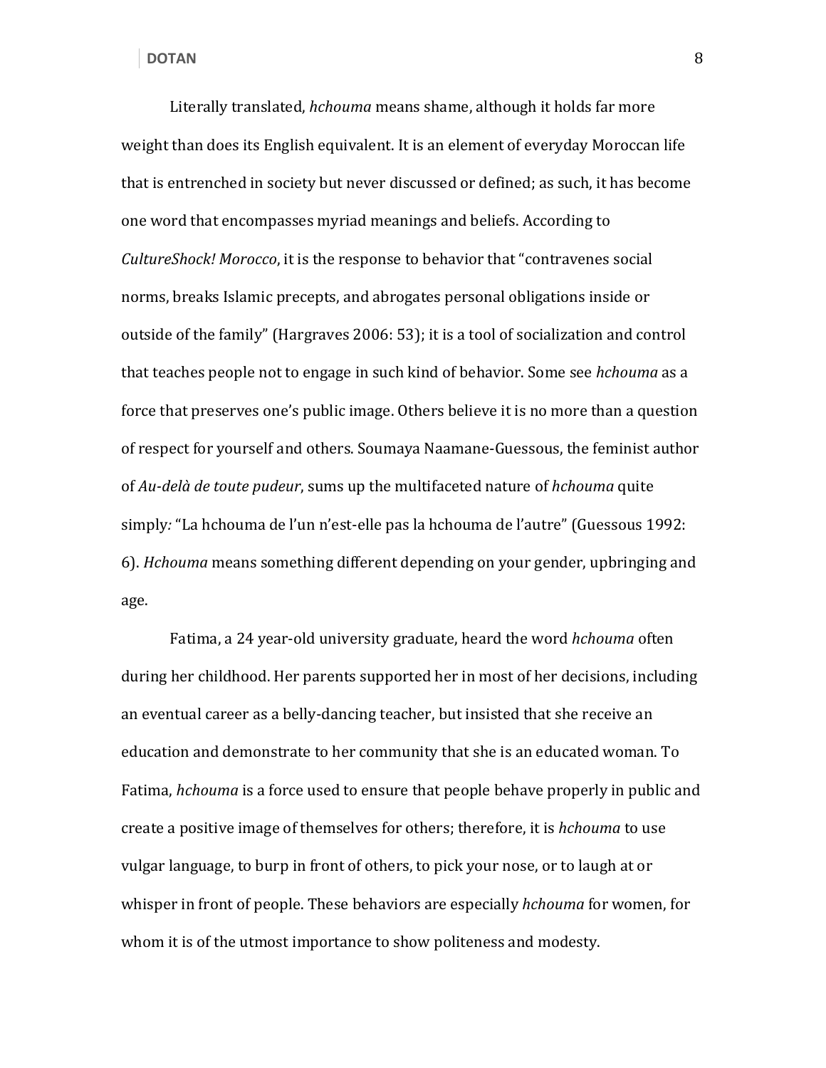Literally translated, *hchouma* means shame, although it holds far more weight than does its English equivalent. It is an element of everyday Moroccan life that is entrenched in society but never discussed or defined; as such, it has become one word that encompasses myriad meanings and beliefs. According to *CultureShock! Morocco*, it is the response to behavior that "contravenes social norms, breaks Islamic precepts, and abrogates personal obligations inside or outside of the family" (Hargraves 2006: 53); it is a tool of socialization and control that teaches people not to engage in such kind of behavior. Some see *hchouma* as a force that preserves one's public image. Others believe it is no more than a question of respect for yourself and others. Soumaya Naamane-Guessous, the feminist author of *Au-delà de toute pudeur*, sums up the multifaceted nature of *hchouma* quite simply*:* "La hchouma de l'un n'est-elle pas la hchouma de l'autre" (Guessous 1992: 6). *Hchouma* means something different depending on your gender, upbringing and age.

Fatima, a 24 year-old university graduate, heard the word *hchouma* often during her childhood. Her parents supported her in most of her decisions, including an eventual career as a belly-dancing teacher, but insisted that she receive an education and demonstrate to her community that she is an educated woman. To Fatima, *hchouma* is a force used to ensure that people behave properly in public and create a positive image of themselves for others; therefore, it is *hchouma* to use vulgar language, to burp in front of others, to pick your nose, or to laugh at or whisper in front of people. These behaviors are especially *hchouma* for women, for whom it is of the utmost importance to show politeness and modesty.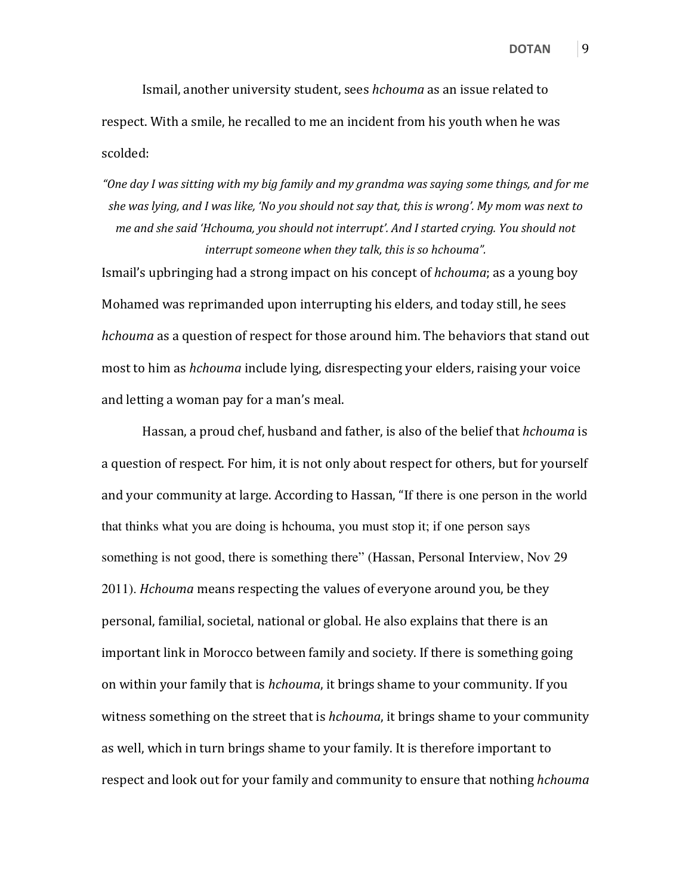Ismail, another university student, sees *hchouma* as an issue related to respect. With a smile, he recalled to me an incident from his youth when he was scolded:

> *"One day I was sitting with my big family and my grandma was saying some things, and for me she was lying, and I was like, 'No you should not say that, this is wrong'. My mom was next to me and she said 'Hchouma, you should not interrupt'. And I started crying. You should not interrupt someone when they talk, this is so hchouma".*

Ismail's upbringing had a strong impact on his concept of *hchouma*; as a young boy Mohamed was reprimanded upon interrupting his elders, and today still, he sees *hchouma* as a question of respect for those around him. The behaviors that stand out most to him as *hchouma* include lying, disrespecting your elders, raising your voice and letting a woman pay for a man's meal.

Hassan, a proud chef, husband and father, is also of the belief that *hchouma* is a question of respect. For him, it is not only about respect for others, but for yourself and your community at large. According to Hassan, "If there is one person in the world that thinks what you are doing is hchouma, you must stop it; if one person says something is not good, there is something there" (Hassan, Personal Interview, Nov 29 2011). *Hchouma* means respecting the values of everyone around you, be they personal, familial, societal, national or global. He also explains that there is an important link in Morocco between family and society. If there is something going on within your family that is *hchouma*, it brings shame to your community. If you witness something on the street that is *hchouma*, it brings shame to your community as well, which in turn brings shame to your family. It is therefore important to respect and look out for your family and community to ensure that nothing *hchouma*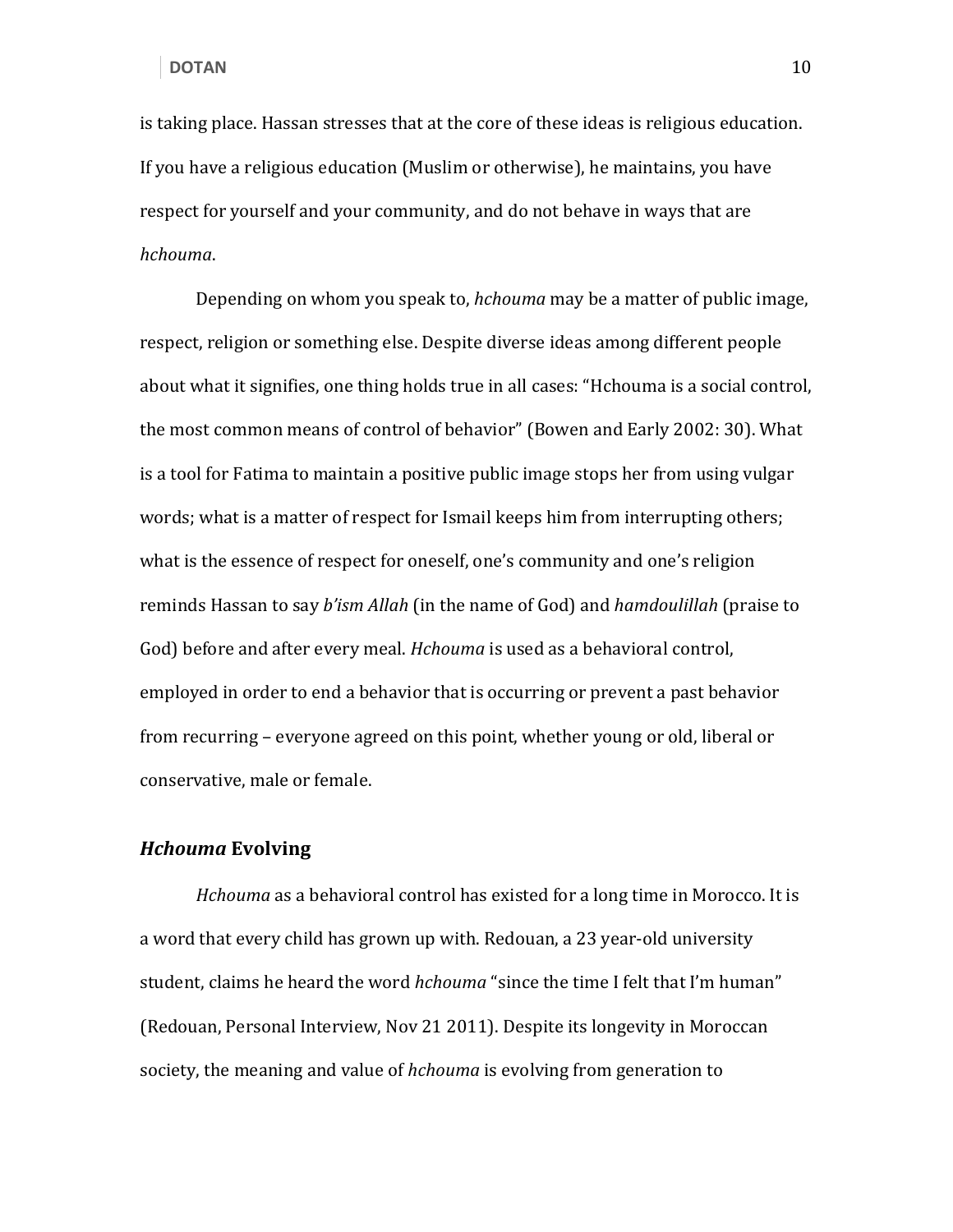is taking place. Hassan stresses that at the core of these ideas is religious education. If you have a religious education (Muslim or otherwise), he maintains, you have respect for yourself and your community, and do not behave in ways that are *hchouma*.

Depending on whom you speak to, *hchouma* may be a matter of public image, respect, religion or something else. Despite diverse ideas among different people about what it signifies, one thing holds true in all cases: "Hchouma is a social control, the most common means of control of behavior" (Bowen and Early 2002: 30). What is a tool for Fatima to maintain a positive public image stops her from using vulgar words; what is a matter of respect for Ismail keeps him from interrupting others; what is the essence of respect for oneself, one's community and one's religion reminds Hassan to say *b'ism Allah* (in the name of God) and *hamdoulillah* (praise to God) before and after every meal. *Hchouma* is used as a behavioral control, employed in order to end a behavior that is occurring or prevent a past behavior from recurring – everyone agreed on this point, whether young or old, liberal or conservative, male or female.

### *Hchouma* Evolving

*Hchouma* as a behavioral control has existed for a long time in Morocco. It is a word that every child has grown up with. Redouan, a 23 year-old university student, claims he heard the word *hchouma* "since the time I felt that I'm human" (Redouan, Personal Interview, Nov 21 2011). Despite its longevity in Moroccan society, the meaning and value of *hchouma* is evolving from generation to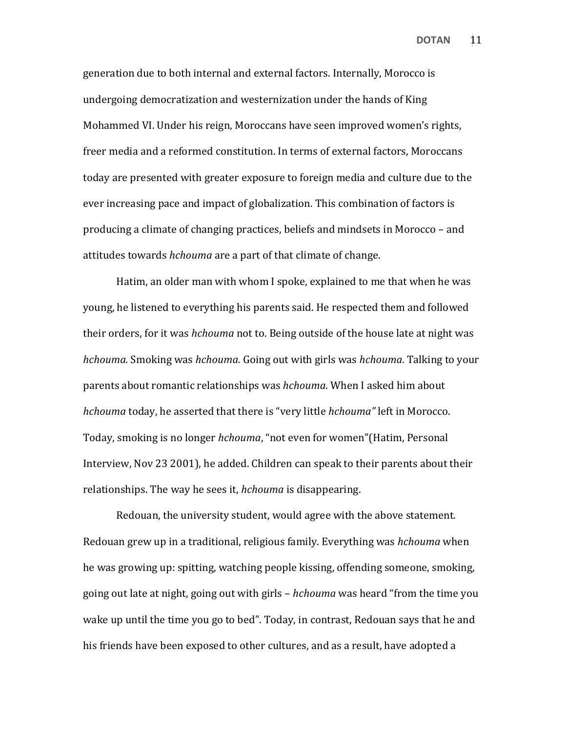generation due to both internal and external factors. Internally, Morocco is undergoing democratization and westernization under the hands of King Mohammed VI. Under his reign, Moroccans have seen improved women's rights, freer media and a reformed constitution. In terms of external factors, Moroccans today are presented with greater exposure to foreign media and culture due to the ever increasing pace and impact of globalization. This combination of factors is producing a climate of changing practices, beliefs and mindsets in Morocco – and attitudes towards *hchouma* are a part of that climate of change.

Hatim, an older man with whom I spoke, explained to me that when he was young, he listened to everything his parents said. He respected them and followed their orders, for it was *hchouma* not to. Being outside of the house late at night was *hchouma.* Smoking was *hchouma.* Going out with girls was *hchouma*. Talking to your parents about romantic relationships was *hchouma*. When I asked him about *hchouma* today, he asserted that there is "very little *hchouma"* left in Morocco. Today, smoking is no longer *hchouma*, "not even for women"(Hatim, Personal Interview, Nov 23 2001), he added. Children can speak to their parents about their relationships. The way he sees it, *hchouma* is disappearing.

Redouan, the university student, would agree with the above statement. Redouan grew up in a traditional, religious family. Everything was *hchouma* when he was growing up: spitting, watching people kissing, offending someone, smoking, going out late at night, going out with girls – *hchouma* was heard "from the time you wake up until the time you go to bed". Today, in contrast, Redouan says that he and his friends have been exposed to other cultures, and as a result, have adopted a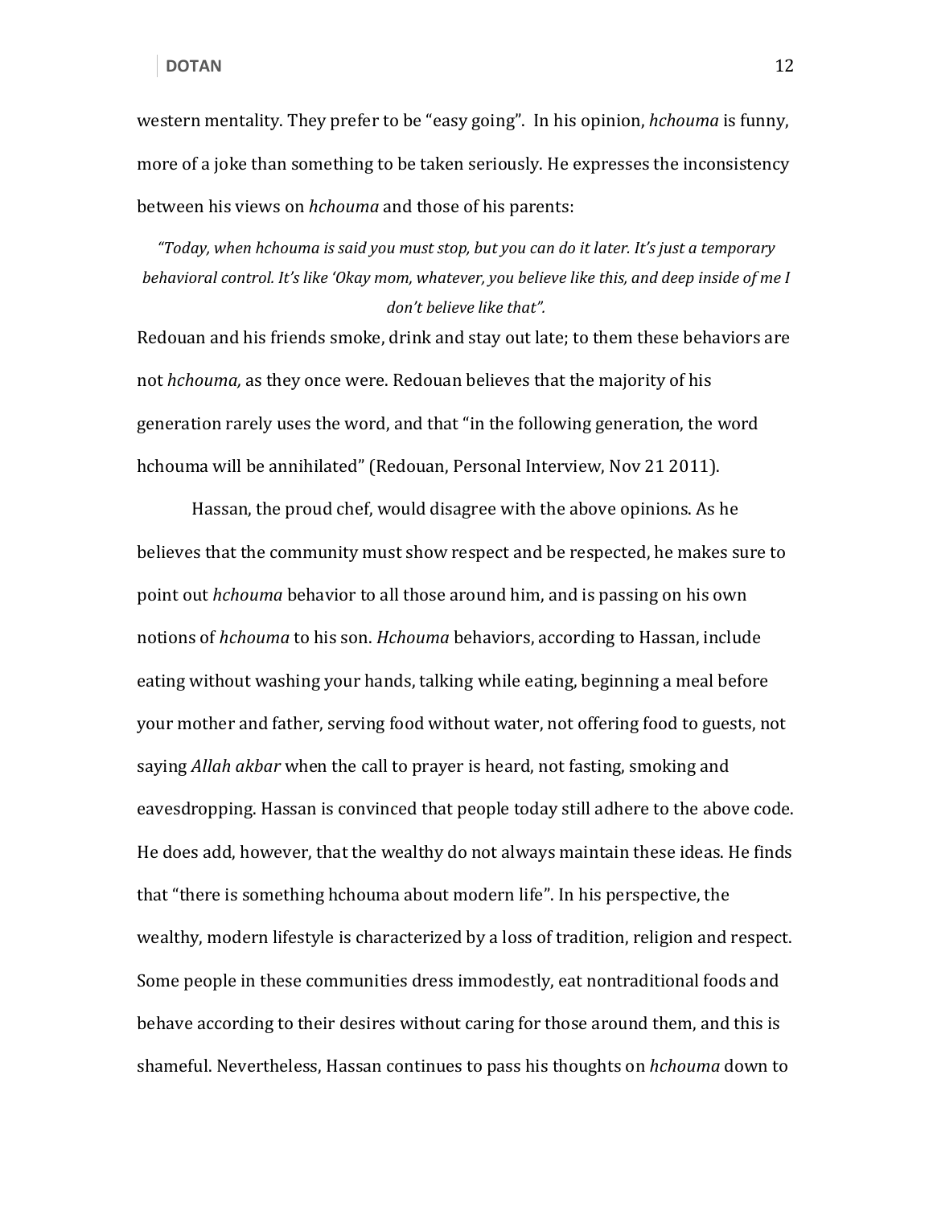western mentality. They prefer to be "easy going". In his opinion, *hchouma* is funny, more of a joke than something to be taken seriously. He expresses the inconsistency between his views on *hchouma* and those of his parents:

> *"Today, when hchouma is said you must stop, but you can do it later. It's just a temporary behavioral control. It's like 'Okay mom, whatever, you believe like this, and deep inside of me I don't believe like that".*

Redouan and his friends smoke, drink and stay out late; to them these behaviors are not *hchouma,* as they once were. Redouan believes that the majority of his generation rarely uses the word, and that "in the following generation, the word hchouma will be annihilated" (Redouan, Personal Interview, Nov 21 2011).

Hassan, the proud chef, would disagree with the above opinions. As he believes that the community must show respect and be respected, he makes sure to point out *hchouma* behavior to all those around him, and is passing on his own notions of *hchouma* to his son. *Hchouma* behaviors, according to Hassan, include eating without washing your hands, talking while eating, beginning a meal before your mother and father, serving food without water, not offering food to guests, not saying *Allah akbar* when the call to prayer is heard, not fasting, smoking and eavesdropping. Hassan is convinced that people today still adhere to the above code. He does add, however, that the wealthy do not always maintain these ideas. He finds that "there is something hchouma about modern life". In his perspective, the wealthy, modern lifestyle is characterized by a loss of tradition, religion and respect. Some people in these communities dress immodestly, eat nontraditional foods and behave according to their desires without caring for those around them, and this is shameful. Nevertheless, Hassan continues to pass his thoughts on *hchouma* down to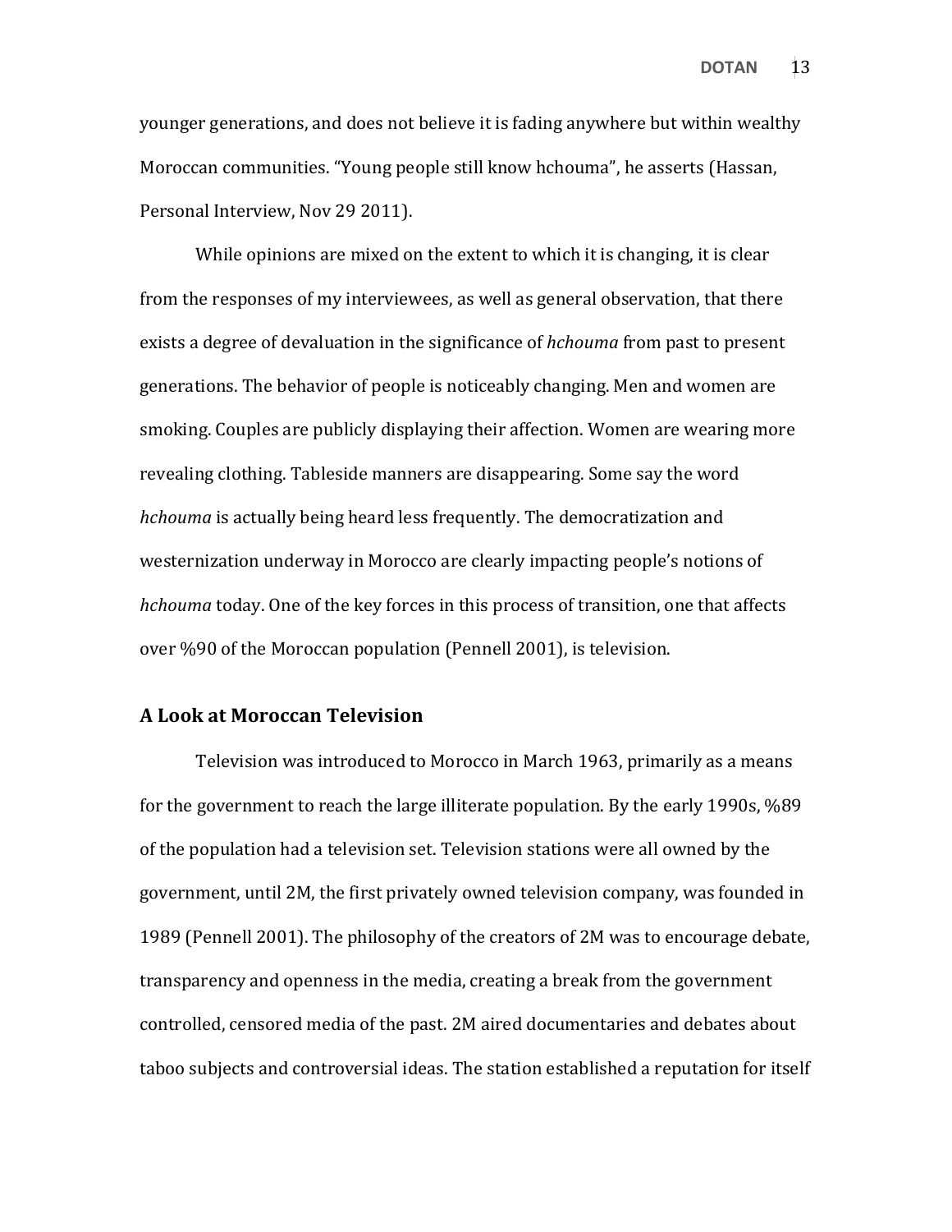younger generations, and does not believe it is fading anywhere but within wealthy Moroccan communities. "Young people still know hchouma", he asserts (Hassan, Personal Interview, Nov 29 2011).

While opinions are mixed on the extent to which it is changing, it is clear from the responses of my interviewees, as well as general observation, that there exists a degree of devaluation in the significance of *hchouma* from past to present generations. The behavior of people is noticeably changing. Men and women are smoking. Couples are publicly displaying their affection. Women are wearing more revealing clothing. Tableside manners are disappearing. Some say the word *hchouma* is actually being heard less frequently. The democratization and westernization underway in Morocco are clearly impacting people's notions of *hchouma* today. One of the key forces in this process of transition, one that affects over %90 of the Moroccan population (Pennell 2001), is television.

## A Look at Moroccan Television

Television was introduced to Morocco in March 1963, primarily as a means for the government to reach the large illiterate population. By the early 1990s, %89 of the population had a television set. Television stations were all owned by the government, until 2M, the first privately owned television company, was founded in 1989 (Pennell 2001). The philosophy of the creators of 2M was to encourage debate, transparency and openness in the media, creating a break from the government controlled, censored media of the past. 2M aired documentaries and debates about taboo subjects and controversial ideas. The station established a reputation for itself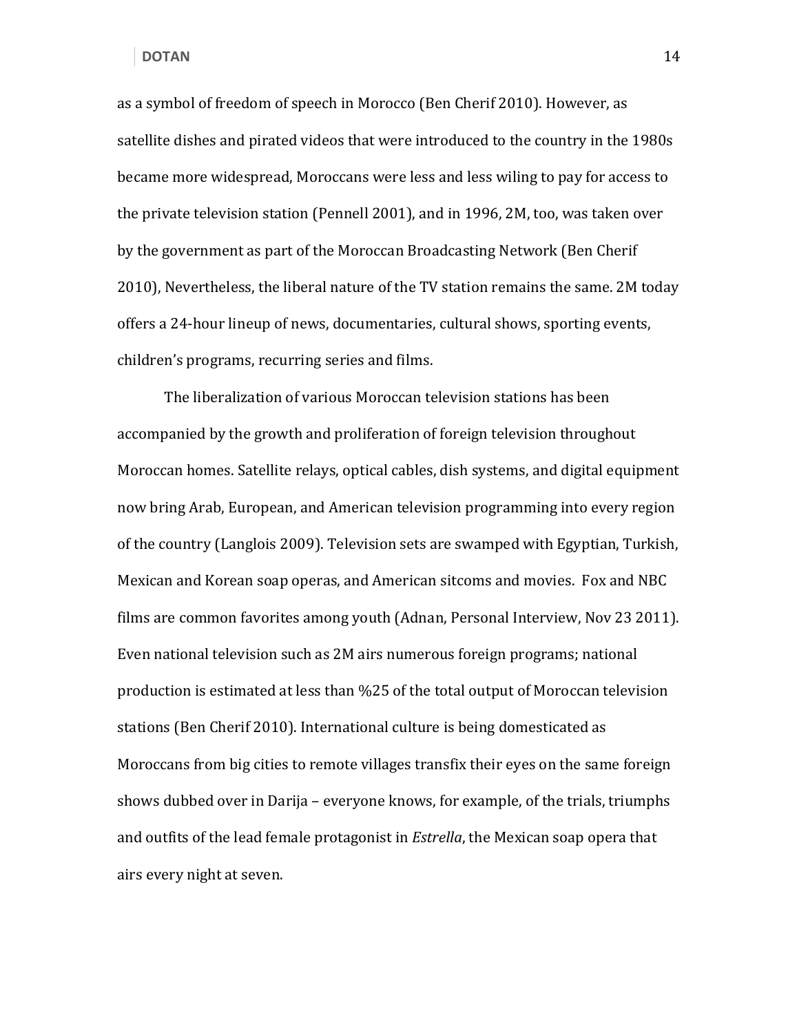as a symbol of freedom of speech in Morocco (Ben Cherif 2010). However, as satellite dishes and pirated videos that were introduced to the country in the 1980s became more widespread, Moroccans were less and less wiling to pay for access to the private television station (Pennell 2001), and in 1996, 2M, too, was taken over by the government as part of the Moroccan Broadcasting Network (Ben Cherif 2010), Nevertheless, the liberal nature of the TV station remains the same. 2M today offers a 24-hour lineup of news, documentaries, cultural shows, sporting events, children's programs, recurring series and films.

The liberalization of various Moroccan television stations has been accompanied by the growth and proliferation of foreign television throughout Moroccan homes. Satellite relays, optical cables, dish systems, and digital equipment now bring Arab, European, and American television programming into every region of the country (Langlois 2009). Television sets are swamped with Egyptian, Turkish, Mexican and Korean soap operas, and American sitcoms and movies. Fox and NBC films are common favorites among youth (Adnan, Personal Interview, Nov 23 2011). Even national television such as 2M airs numerous foreign programs; national production is estimated at less than %25 of the total output of Moroccan television stations (Ben Cherif 2010). International culture is being domesticated as Moroccans from big cities to remote villages transfix their eyes on the same foreign shows dubbed over in Darija – everyone knows, for example, of the trials, triumphs and outfits of the lead female protagonist in *Estrella*, the Mexican soap opera that airs every night at seven.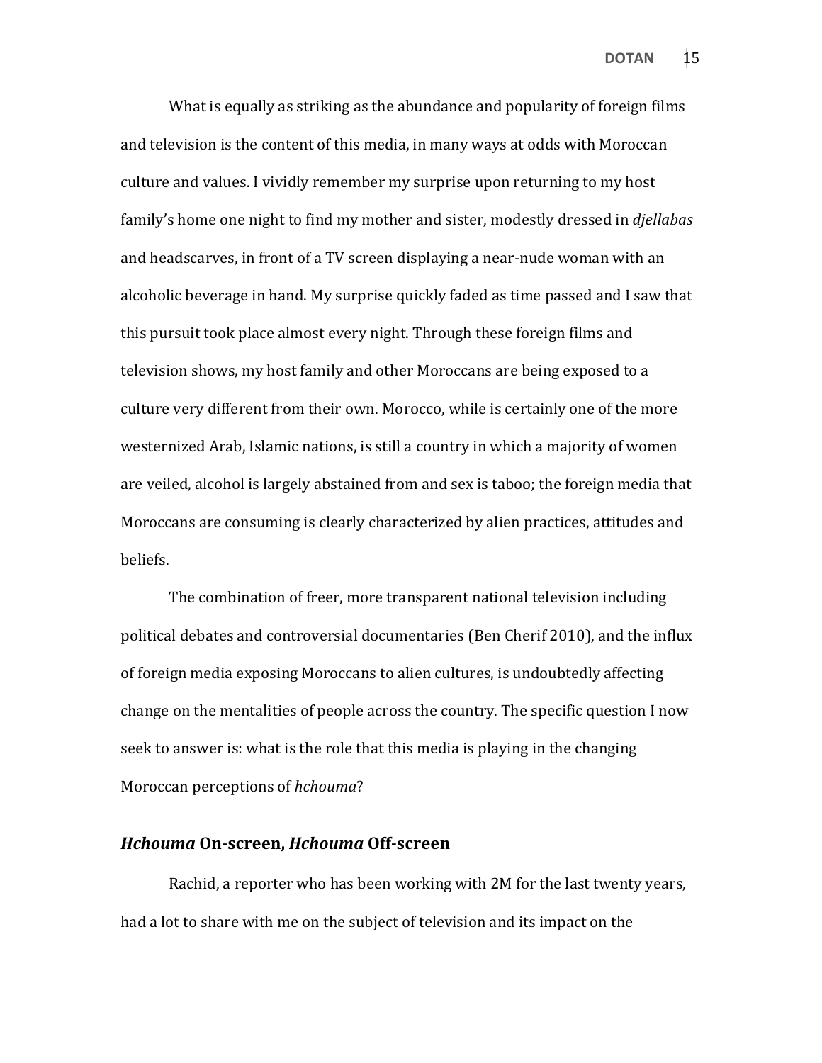What is equally as striking as the abundance and popularity of foreign films and television is the content of this media, in many ways at odds with Moroccan culture and values. I vividly remember my surprise upon returning to my host family's home one night to find my mother and sister, modestly dressed in *djellabas* and headscarves, in front of a TV screen displaying a near-nude woman with an alcoholic beverage in hand. My surprise quickly faded as time passed and I saw that this pursuit took place almost every night. Through these foreign films and television shows, my host family and other Moroccans are being exposed to a culture very different from their own. Morocco, while is certainly one of the more westernized Arab, Islamic nations, is still a country in which a majority of women are veiled, alcohol is largely abstained from and sex is taboo; the foreign media that Moroccans are consuming is clearly characterized by alien practices, attitudes and beliefs.

The combination of freer, more transparent national television including political debates and controversial documentaries (Ben Cherif 2010), and the influx of foreign media exposing Moroccans to alien cultures, is undoubtedly affecting change on the mentalities of people across the country. The specific question I now seek to answer is: what is the role that this media is playing in the changing Moroccan perceptions of *hchouma*?

## *Hchouma* On-screen, *Hchouma* Off-screen

Rachid, a reporter who has been working with 2M for the last twenty years, had a lot to share with me on the subject of television and its impact on the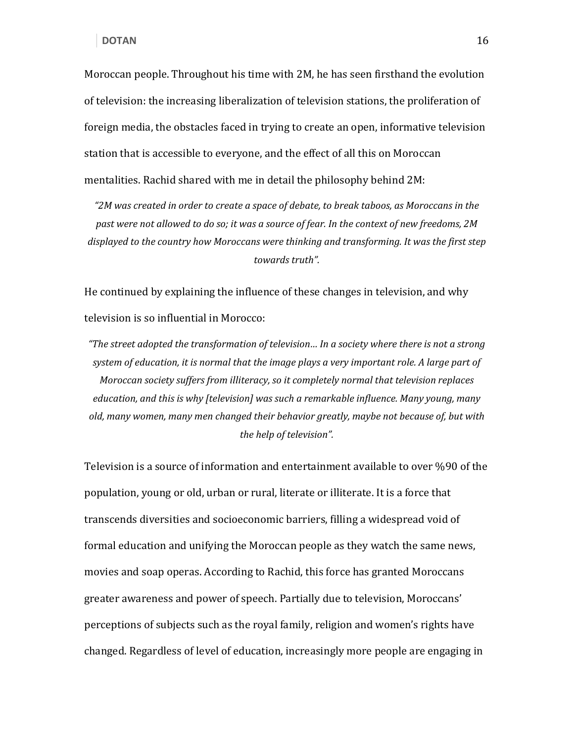Moroccan people. Throughout his time with 2M, he has seen firsthand the evolution of television: the increasing liberalization of television stations, the proliferation of foreign media, the obstacles faced in trying to create an open, informative television station that is accessible to everyone, and the effect of all this on Moroccan mentalities. Rachid shared with me in detail the philosophy behind 2M:

> *"2M was created in order to create a space of debate, to break taboos, as Moroccans in the past were not allowed to do so; it was a source of fear. In the context of new freedoms, 2M displayed to the country how Moroccans were thinking and transforming. It was the first step towards truth".*

He continued by explaining the influence of these changes in television, and why television is so influential in Morocco:

> *"The street adopted the transformation of television… In a society where there is not a strong system of education, it is normal that the image plays a very important role. A large part of Moroccan society suffers from illiteracy, so it completely normal that television replaces education, and this is why [television] was such a remarkable influence. Many young, many old, many women, many men changed their behavior greatly, maybe not because of, but with the help of television".*

Television is a source of information and entertainment available to over %90 of the population, young or old, urban or rural, literate or illiterate. It is a force that transcends diversities and socioeconomic barriers, filling a widespread void of formal education and unifying the Moroccan people as they watch the same news, movies and soap operas. According to Rachid, this force has granted Moroccans greater awareness and power of speech. Partially due to television, Moroccans' perceptions of subjects such as the royal family, religion and women's rights have changed. Regardless of level of education, increasingly more people are engaging in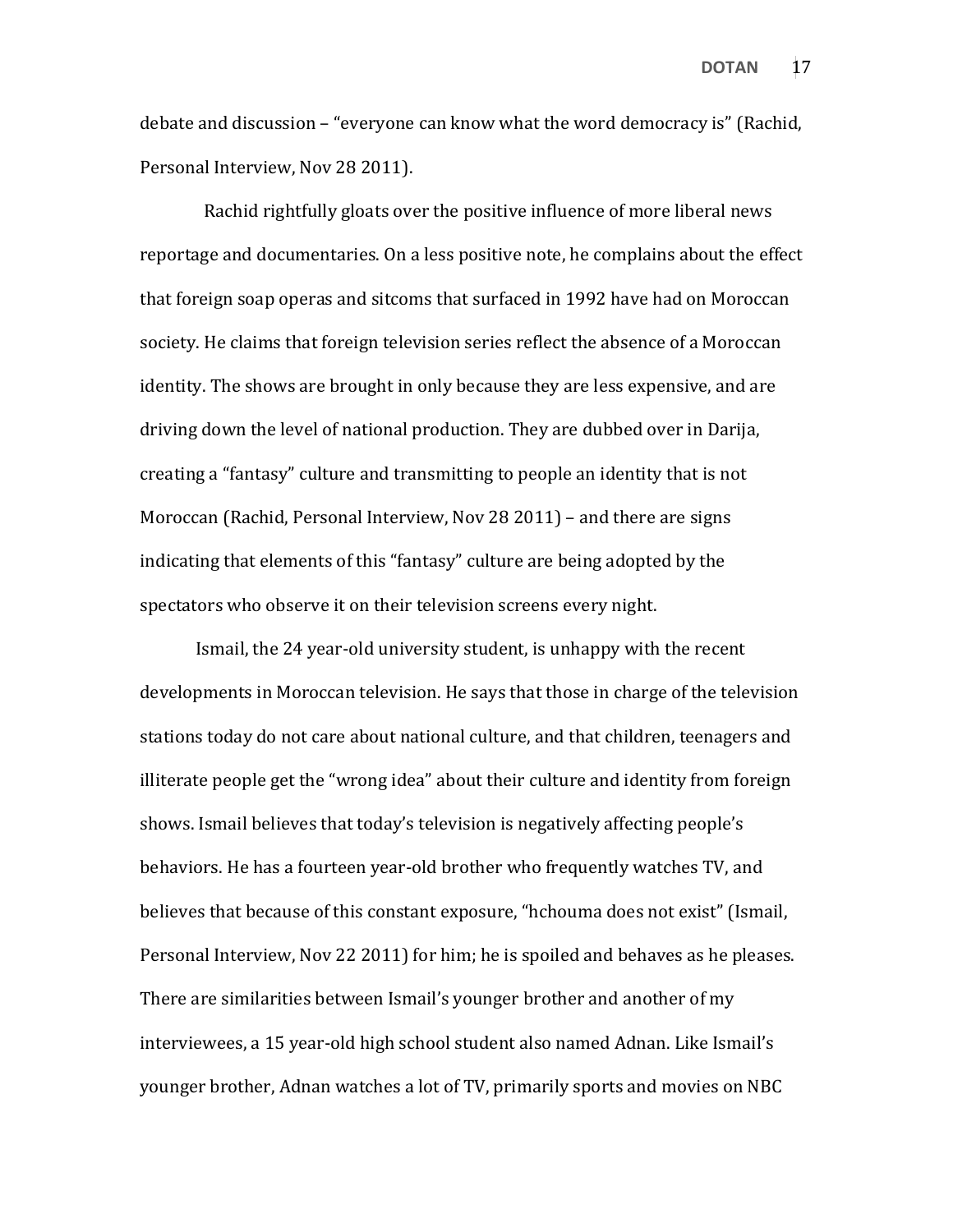debate and discussion – "everyone can know what the word democracy is" (Rachid, Personal Interview, Nov 28 2011).

Rachid rightfully gloats over the positive influence of more liberal news reportage and documentaries. On a less positive note, he complains about the effect that foreign soap operas and sitcoms that surfaced in 1992 have had on Moroccan society. He claims that foreign television series reflect the absence of a Moroccan identity. The shows are brought in only because they are less expensive, and are driving down the level of national production. They are dubbed over in Darija, creating a "fantasy" culture and transmitting to people an identity that is not Moroccan (Rachid, Personal Interview, Nov 28 2011) – and there are signs indicating that elements of this "fantasy" culture are being adopted by the spectators who observe it on their television screens every night.

Ismail, the 24 year-old university student, is unhappy with the recent developments in Moroccan television. He says that those in charge of the television stations today do not care about national culture, and that children, teenagers and illiterate people get the "wrong idea" about their culture and identity from foreign shows. Ismail believes that today's television is negatively affecting people's behaviors. He has a fourteen year-old brother who frequently watches TV, and believes that because of this constant exposure, "hchouma does not exist" (Ismail, Personal Interview, Nov 22 2011) for him; he is spoiled and behaves as he pleases. There are similarities between Ismail's younger brother and another of my interviewees, a 15 year-old high school student also named Adnan. Like Ismail's younger brother, Adnan watches a lot of TV, primarily sports and movies on NBC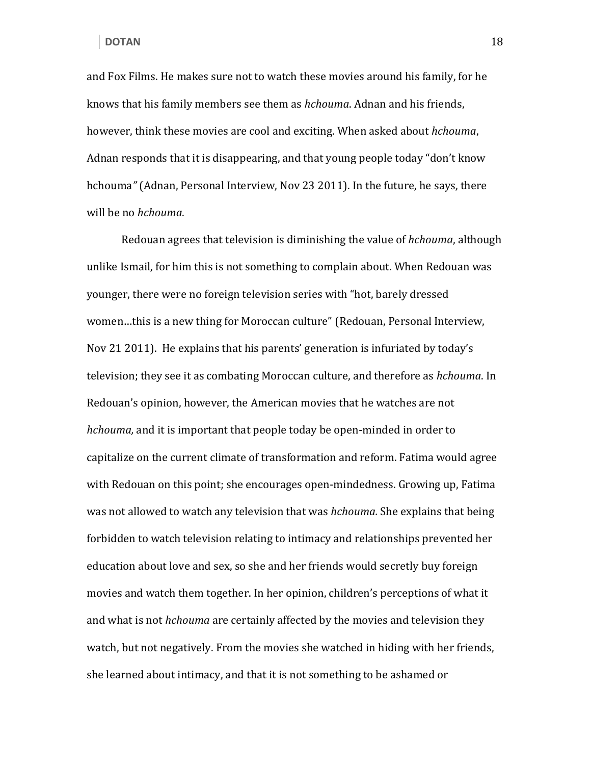and Fox Films. He makes sure not to watch these movies around his family, for he knows that his family members see them as *hchouma*. Adnan and his friends, however, think these movies are cool and exciting. When asked about *hchouma*, Adnan responds that it is disappearing, and that young people today "don't know hchouma" (Adnan, Personal Interview, Nov 23 2011). In the future, he says, there will be no *hchouma*.

Redouan agrees that television is diminishing the value of *hchouma*, although unlike Ismail, for him this is not something to complain about. When Redouan was younger, there were no foreign television series with "hot, barely dressed women…this is a new thing for Moroccan culture" (Redouan, Personal Interview, Nov 21 2011). He explains that his parents' generation is infuriated by today's television; they see it as combating Moroccan culture, and therefore as *hchouma*. In Redouan's opinion, however, the American movies that he watches are not *hchouma,* and it is important that people today be open-minded in order to capitalize on the current climate of transformation and reform. Fatima would agree with Redouan on this point; she encourages open-mindedness. Growing up, Fatima was not allowed to watch any television that was *hchouma.* She explains that being forbidden to watch television relating to intimacy and relationships prevented her education about love and sex, so she and her friends would secretly buy foreign movies and watch them together. In her opinion, children's perceptions of what it and what is not *hchouma* are certainly affected by the movies and television they watch, but not negatively. From the movies she watched in hiding with her friends, she learned about intimacy, and that it is not something to be ashamed or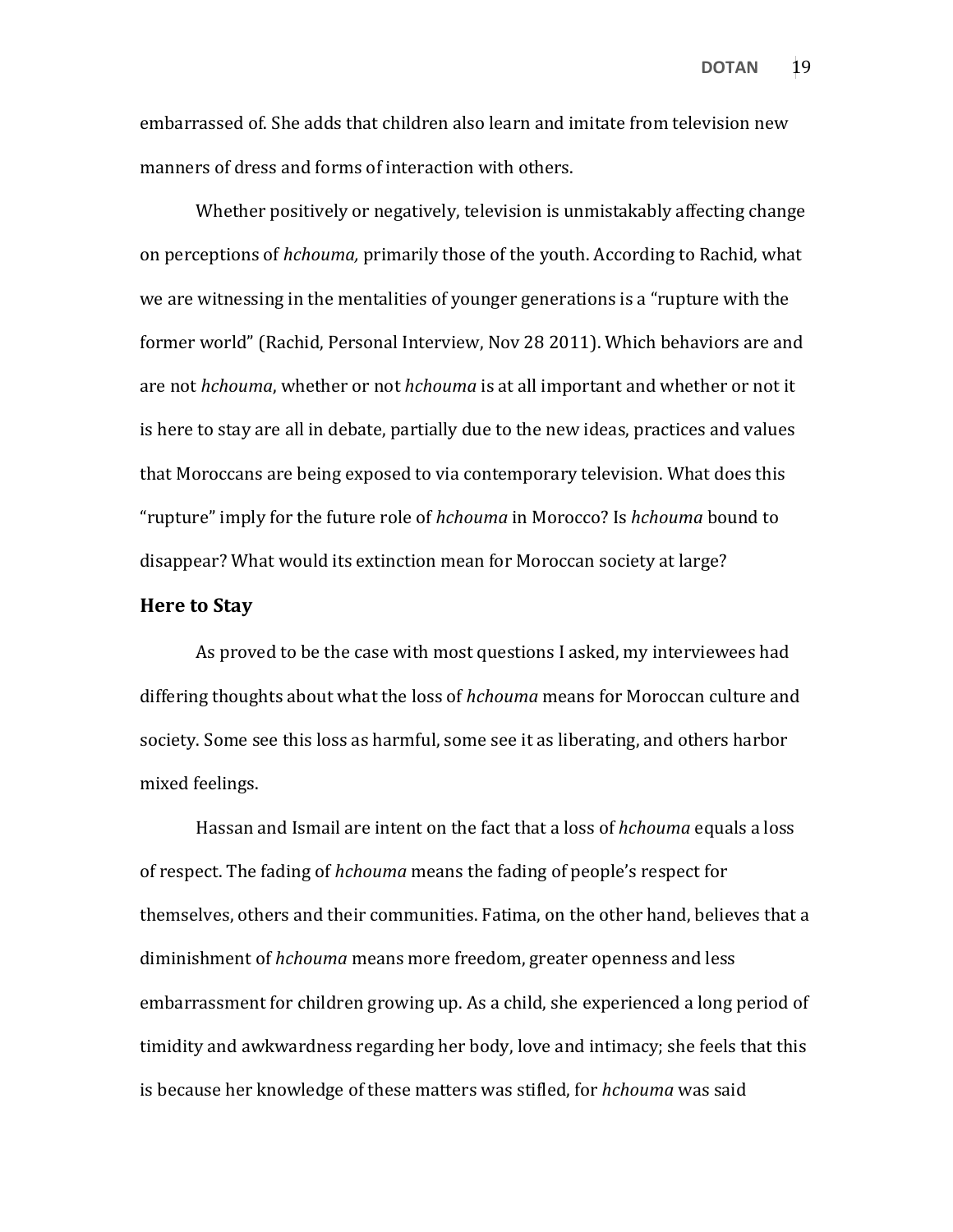embarrassed of. She adds that children also learn and imitate from television new manners of dress and forms of interaction with others.

Whether positively or negatively, television is unmistakably affecting change on perceptions of *hchouma,* primarily those of the youth. According to Rachid, what we are witnessing in the mentalities of younger generations is a "rupture with the former world" (Rachid, Personal Interview, Nov 28 2011). Which behaviors are and are not *hchouma*, whether or not *hchouma* is at all important and whether or not it is here to stay are all in debate, partially due to the new ideas, practices and values that Moroccans are being exposed to via contemporary television. What does this "rupture" imply for the future role of *hchouma* in Morocco? Is *hchouma* bound to disappear? What would its extinction mean for Moroccan society at large?

### Here to Stay

As proved to be the case with most questions I asked, my interviewees had differing thoughts about what the loss of *hchouma* means for Moroccan culture and society. Some see this loss as harmful, some see it as liberating, and others harbor mixed feelings.

Hassan and Ismail are intent on the fact that a loss of *hchouma* equals a loss of respect. The fading of *hchouma* means the fading of people's respect for themselves, others and their communities. Fatima, on the other hand, believes that a diminishment of *hchouma* means more freedom, greater openness and less embarrassment for children growing up. As a child, she experienced a long period of timidity and awkwardness regarding her body, love and intimacy; she feels that this is because her knowledge of these matters was stifled, for *hchouma* was said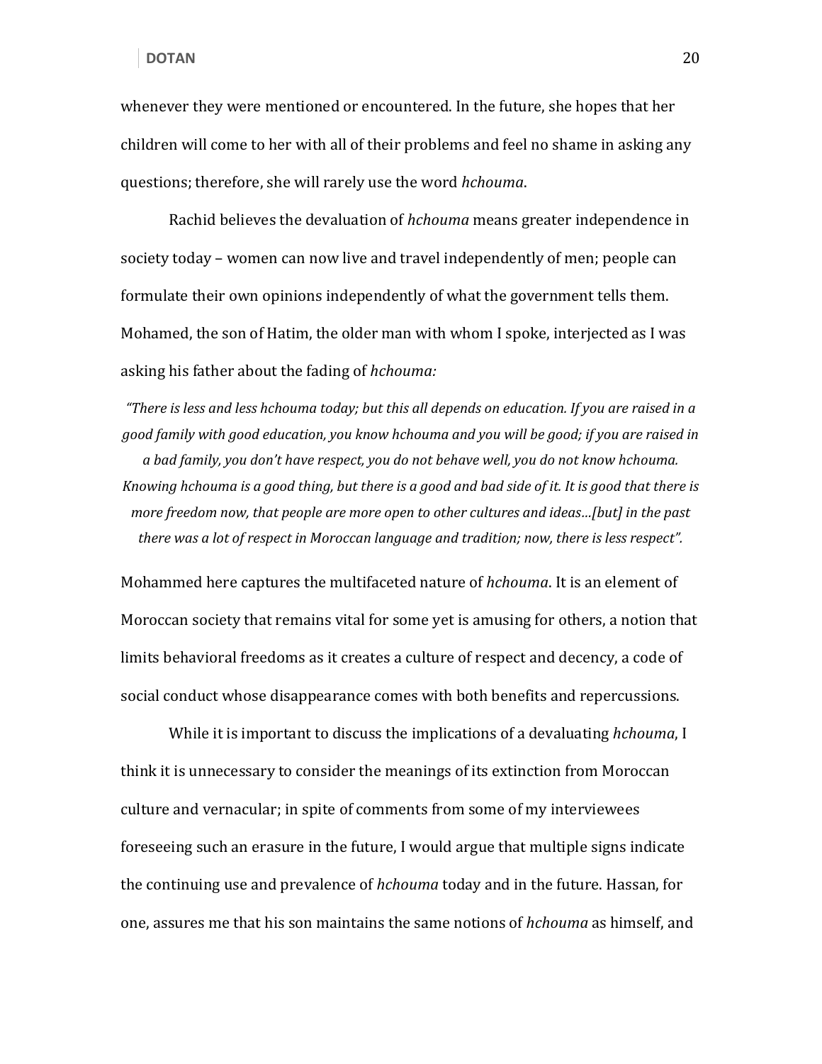whenever they were mentioned or encountered. In the future, she hopes that her children will come to her with all of their problems and feel no shame in asking any questions; therefore, she will rarely use the word *hchouma*.

Rachid believes the devaluation of *hchouma* means greater independence in society today – women can now live and travel independently of men; people can formulate their own opinions independently of what the government tells them. Mohamed, the son of Hatim, the older man with whom I spoke, interjected as I was asking his father about the fading of *hchouma:*

> *"There is less and less hchouma today; but this all depends on education. If you are raised in a good family with good education, you know hchouma and you will be good; if you are raised in a bad family, you don't have respect, you do not behave well, you do not know hchouma. Knowing hchouma is a good thing, but there is a good and bad side of it. It is good that there is more freedom now, that people are more open to other cultures and ideas…[but] in the past there was a lot of respect in Moroccan language and tradition; now, there is less respect".*

Mohammed here captures the multifaceted nature of *hchouma*. It is an element of Moroccan society that remains vital for some yet is amusing for others, a notion that limits behavioral freedoms as it creates a culture of respect and decency, a code of social conduct whose disappearance comes with both benefits and repercussions.

While it is important to discuss the implications of a devaluating *hchouma*, I think it is unnecessary to consider the meanings of its extinction from Moroccan culture and vernacular; in spite of comments from some of my interviewees foreseeing such an erasure in the future, I would argue that multiple signs indicate the continuing use and prevalence of *hchouma* today and in the future. Hassan, for one, assures me that his son maintains the same notions of *hchouma* as himself, and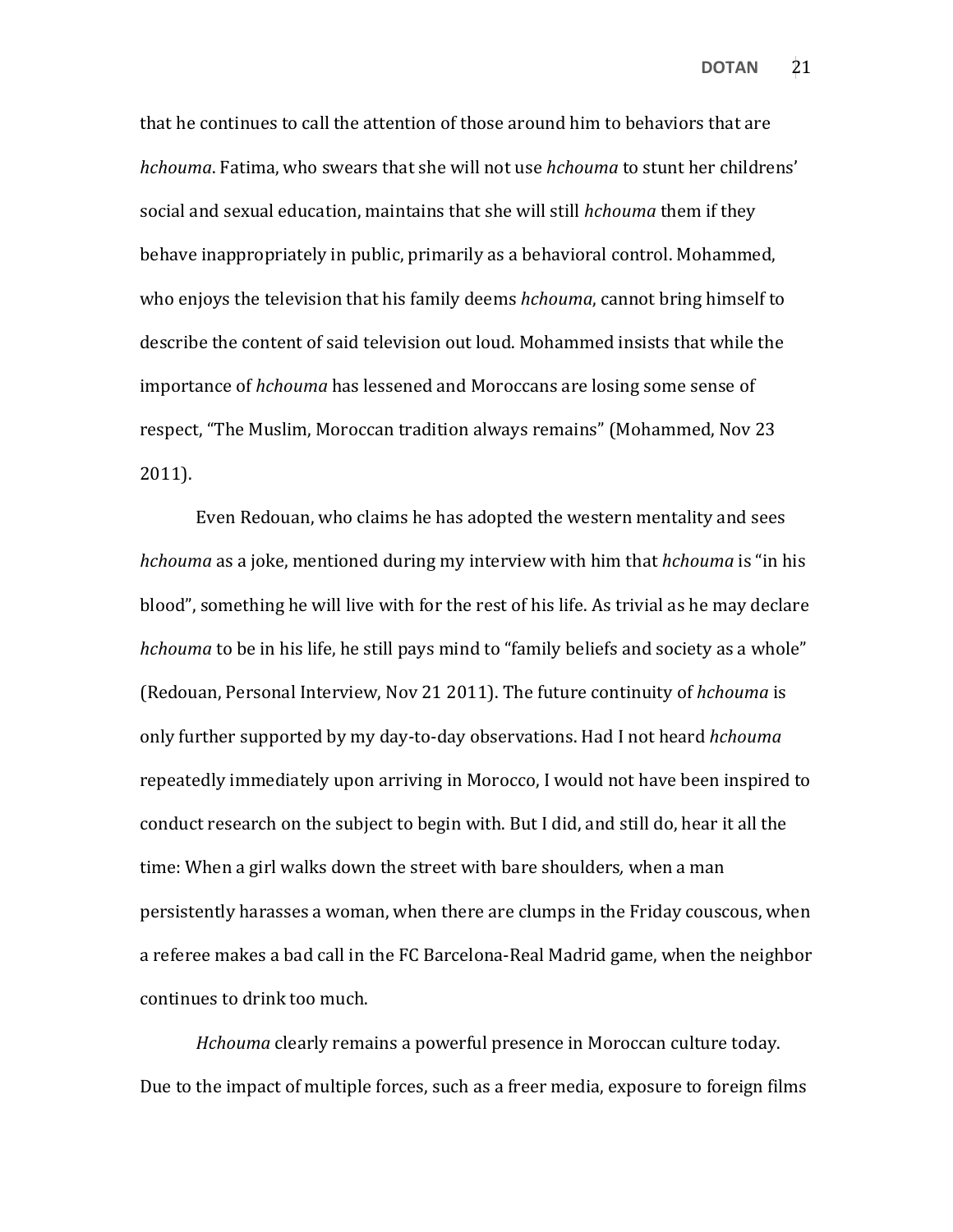that he continues to call the attention of those around him to behaviors that are *hchouma*. Fatima, who swears that she will not use *hchouma* to stunt her childrens' social and sexual education, maintains that she will still *hchouma* them if they behave inappropriately in public, primarily as a behavioral control. Mohammed, who enjoys the television that his family deems *hchouma*, cannot bring himself to describe the content of said television out loud. Mohammed insists that while the importance of *hchouma* has lessened and Moroccans are losing some sense of respect, "The Muslim, Moroccan tradition always remains" (Mohammed, Nov 23 2011).

Even Redouan, who claims he has adopted the western mentality and sees *hchouma* as a joke, mentioned during my interview with him that *hchouma* is "in his blood", something he will live with for the rest of his life. As trivial as he may declare *hchouma* to be in his life, he still pays mind to "family beliefs and society as a whole" (Redouan, Personal Interview, Nov 21 2011). The future continuity of *hchouma* is only further supported by my day-to-day observations. Had I not heard *hchouma* repeatedly immediately upon arriving in Morocco, I would not have been inspired to conduct research on the subject to begin with. But I did, and still do, hear it all the time: When a girl walks down the street with bare shoulders*,* when a man persistently harasses a woman, when there are clumps in the Friday couscous, when a referee makes a bad call in the FC Barcelona-Real Madrid game, when the neighbor continues to drink too much.

*Hchouma* clearly remains a powerful presence in Moroccan culture today. Due to the impact of multiple forces, such as a freer media, exposure to foreign films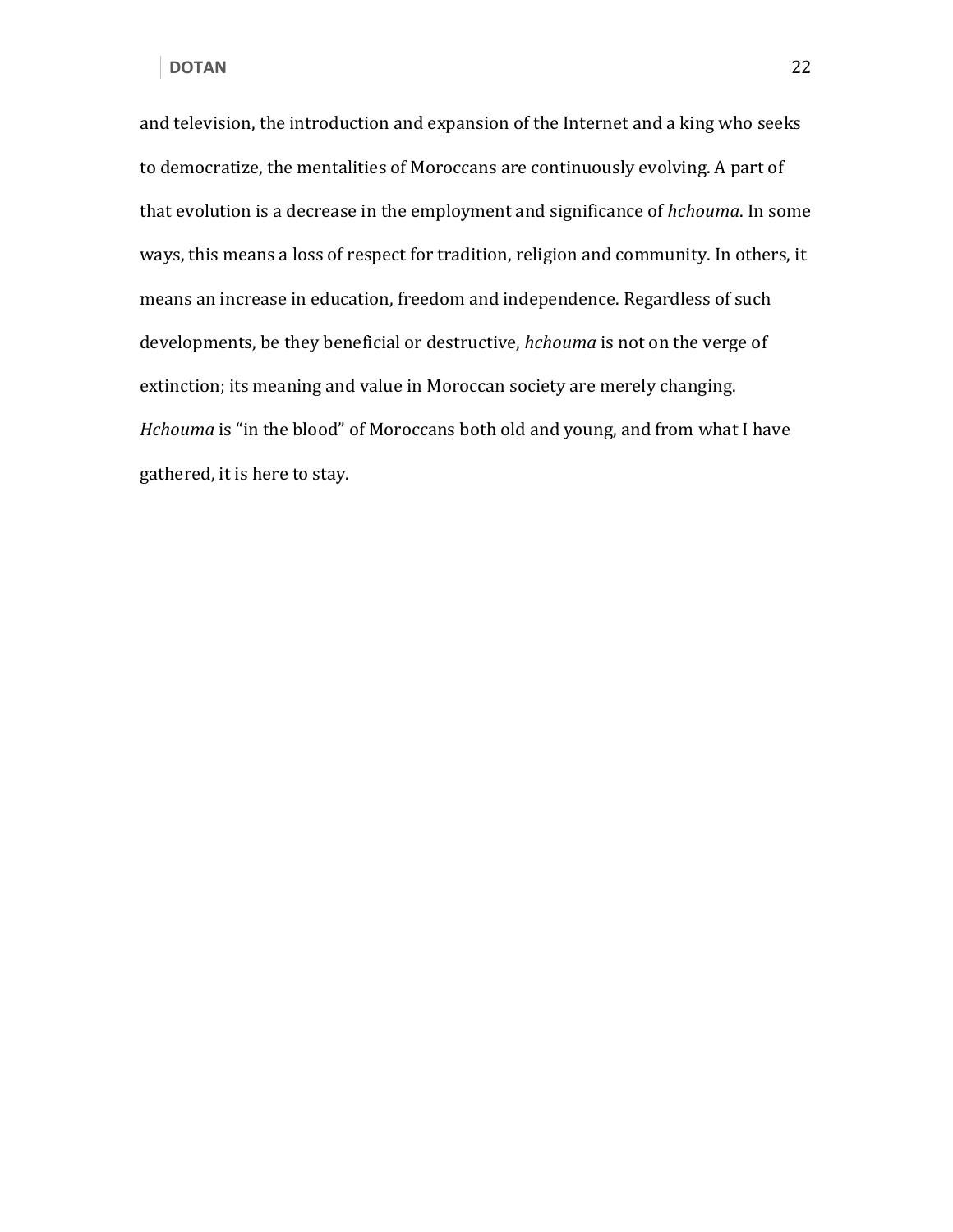and television, the introduction and expansion of the Internet and a king who seeks to democratize, the mentalities of Moroccans are continuously evolving. A part of that evolution is a decrease in the employment and significance of *hchouma*. In some ways, this means a loss of respect for tradition, religion and community. In others, it means an increase in education, freedom and independence. Regardless of such developments, be they beneficial or destructive, *hchouma* is not on the verge of extinction; its meaning and value in Moroccan society are merely changing. *Hchouma* is "in the blood" of Moroccans both old and young, and from what I have gathered, it is here to stay.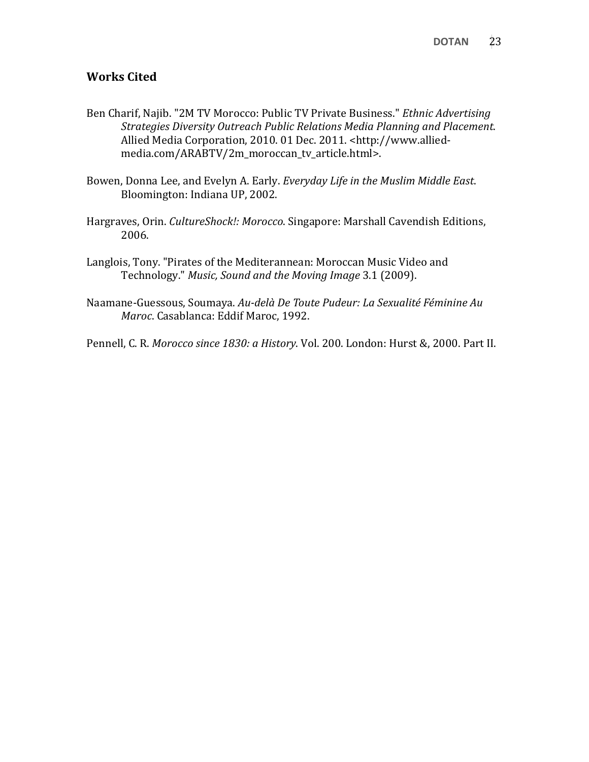## Works Cited

Ben Charif, Najib. "2M TV Morocco: Public TV Private Business." *Ethnic Advertising Strategies Diversity Outreach Public Relations Media Planning and Placement*. Allied Media Corporation, 2010. 01 Dec. 2011. <http://www.allied-media.com/ARABTV/2m_moroccan_tv_article.html>.

Bowen, Donna Lee, and Evelyn A. Early. *Everyday Life in the Muslim Middle East*. Bloomington: Indiana UP, 2002.

Hargraves, Orin. *CultureShock!: Morocco*. Singapore: Marshall Cavendish Editions, 2006.

Langlois, Tony. "Pirates of the Mediterannean: Moroccan Music Video and Technology." *Music, Sound and the Moving Image* 3.1 (2009).

Naamane-Guessous, Soumaya. *Au-delà De Toute Pudeur: La Sexualité Féminine Au Maroc*. Casablanca: Eddif Maroc, 1992.

Pennell, C. R. *Morocco since 1830: a History*. Vol. 200. London: Hurst &, 2000. Part II.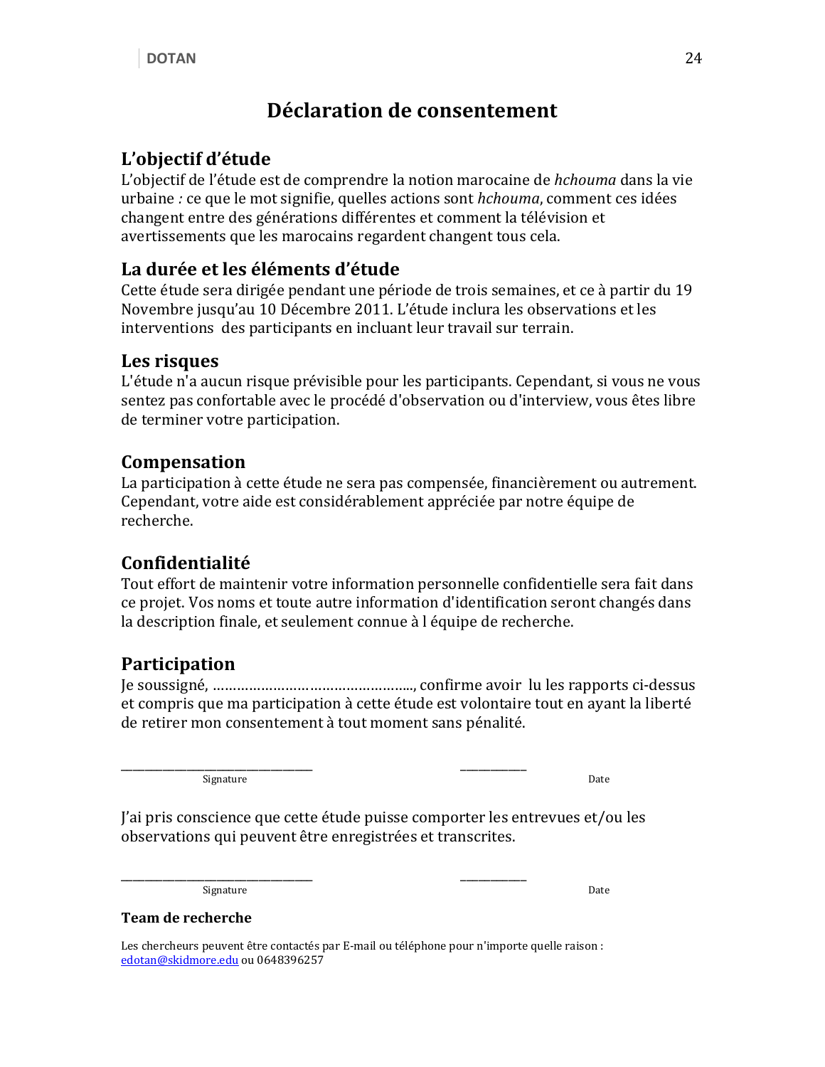# Déclaration de consentement

## L'objectif d'étude

L'objectif de l'étude est de comprendre la notion marocaine de *hchouma* dans la vie urbaine *:* ce que le mot signifie, quelles actions sont *hchouma*, comment ces idées changent entre des générations différentes et comment la télévision et avertissements que les marocains regardent changent tous cela.

## La durée et les éléments d'étude

Cette étude sera dirigée pendant une période de trois semaines, et ce à partir du 19 Novembre jusqu'au 10 Décembre 2011. L'étude inclura les observations et les interventions des participants en incluant leur travail sur terrain.

## Les risques

L'étude n'a aucun risque prévisible pour les participants. Cependant, si vous ne vous sentez pas confortable avec le procédé d'observation ou d'interview, vous êtes libre de terminer votre participation.

## Compensation

La participation à cette étude ne sera pas compensée, financièrement ou autrement. Cependant, votre aide est considérablement appréciée par notre équipe de recherche.

## Confidentialité

Tout effort de maintenir votre information personnelle confidentielle sera fait dans ce projet. Vos noms et toute autre information d'identification seront changés dans la description finale, et seulement connue à l équipe de recherche.

## Participation

Je soussigné, …………………………………………., confirme avoir lu les rapports ci-dessus et compris que ma participation à cette étude est volontaire tout en ayant la liberté de retirer mon consentement à tout moment sans pénalité.

\_\_\_\_\_\_\_\_\_\_\_\_\_\_\_\_\_\_\_\_\_\_\_\_\_\_\_\_\_\_\_ \_\_\_\_\_\_\_\_\_\_\_

Signature Date

J'ai pris conscience que cette étude puisse comporter les entrevues et/ou les observations qui peuvent être enregistrées et transcrites.

\_\_\_\_\_\_\_\_\_\_\_\_\_\_\_\_\_\_\_\_\_\_\_\_\_\_\_\_\_\_\_ \_\_\_\_\_\_\_\_\_\_\_

Signature Date

**Team de recherche**

Les chercheurs peuvent être contactés par E-mail ou téléphone pour n'importe quelle raison : edotan@skidmore.edu ou 0648396257